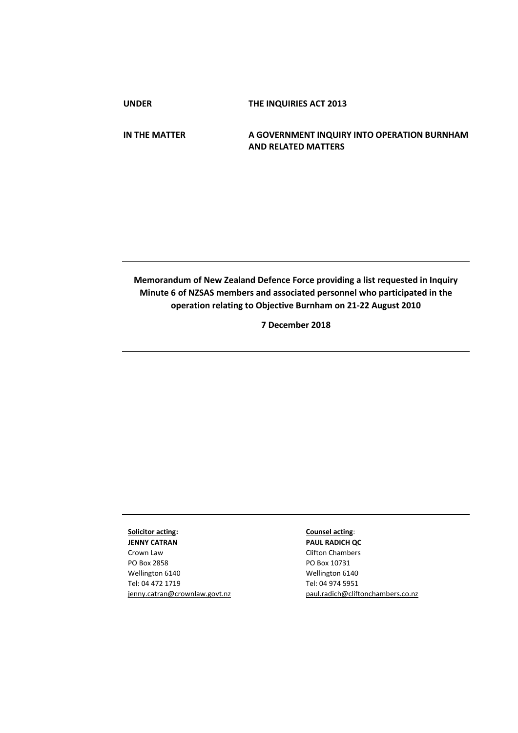| | |
|---|---|
| **UNDER** | **THE INQUIRIES ACT 2013** |
| **IN THE MATTER** | **A GOVERNMENT INQUIRY INTO OPERATION BURNHAM AND RELATED MATTERS** |

---

**Memorandum of New Zealand Defence Force providing a list requested in Inquiry Minute 6 of NZSAS members and associated personnel who participated in the operation relating to Objective Burnham on 21-22 August 2010**

**7 December 2018**

---

**Solicitor acting:**
**JENNY CATRAN**
Crown Law
PO Box 2858
Wellington 6140
Tel: 04 472 1719
jenny.catran@crownlaw.govt.nz

**Counsel acting:**
**PAUL RADICH QC**
Clifton Chambers
PO Box 10731
Wellington 6140
Tel: 04 974 5951
paul.radich@cliftonchambers.co.nz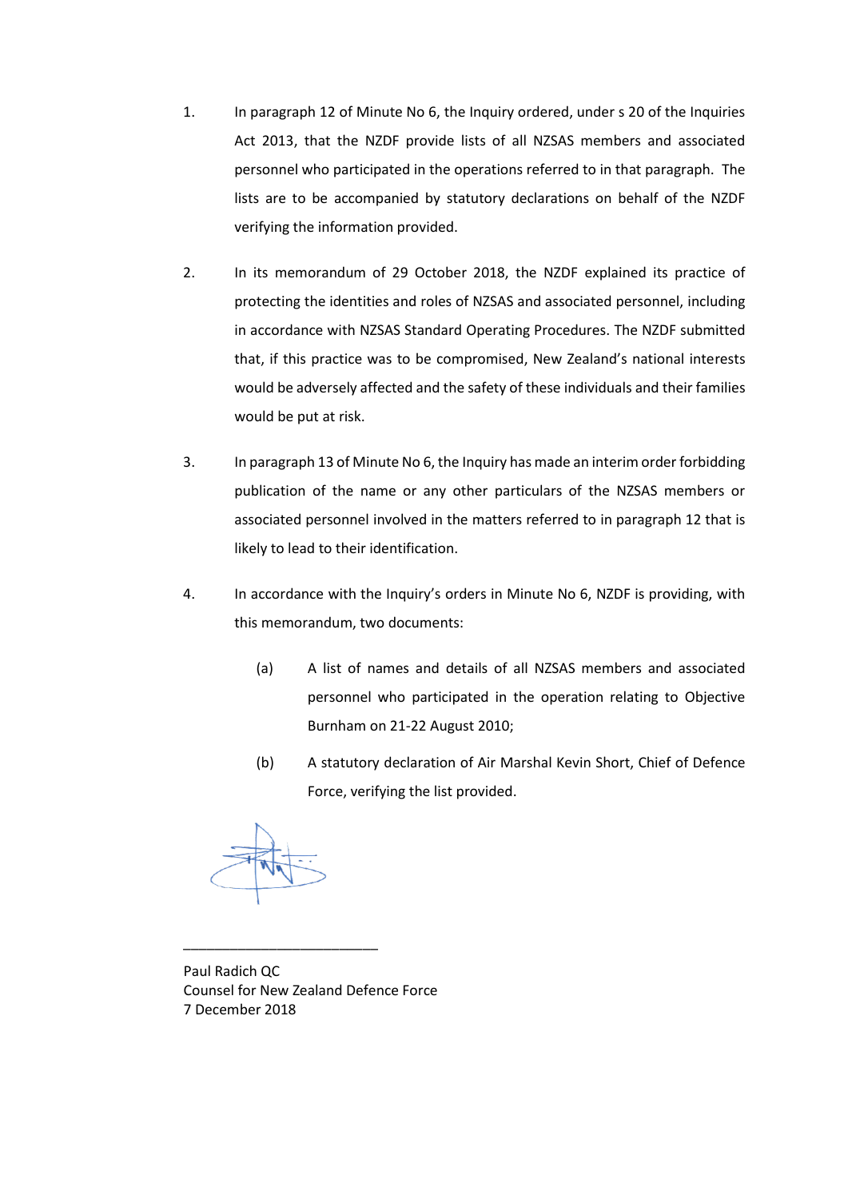1. In paragraph 12 of Minute No 6, the Inquiry ordered, under s 20 of the Inquiries Act 2013, that the NZDF provide lists of all NZSAS members and associated personnel who participated in the operations referred to in that paragraph. The lists are to be accompanied by statutory declarations on behalf of the NZDF verifying the information provided.

2. In its memorandum of 29 October 2018, the NZDF explained its practice of protecting the identities and roles of NZSAS and associated personnel, including in accordance with NZSAS Standard Operating Procedures. The NZDF submitted that, if this practice was to be compromised, New Zealand's national interests would be adversely affected and the safety of these individuals and their families would be put at risk.

3. In paragraph 13 of Minute No 6, the Inquiry has made an interim order forbidding publication of the name or any other particulars of the NZSAS members or associated personnel involved in the matters referred to in paragraph 12 that is likely to lead to their identification.

4. In accordance with the Inquiry's orders in Minute No 6, NZDF is providing, with this memorandum, two documents:

   (a) A list of names and details of all NZSAS members and associated personnel who participated in the operation relating to Objective Burnham on 21-22 August 2010;

   (b) A statutory declaration of Air Marshal Kevin Short, Chief of Defence Force, verifying the list provided.

\_\_\_\_\_\_\_\_\_\_\_\_\_\_\_\_\_\_\_\_\_\_\_\_\_\_

Paul Radich QC
Counsel for New Zealand Defence Force
7 December 2018